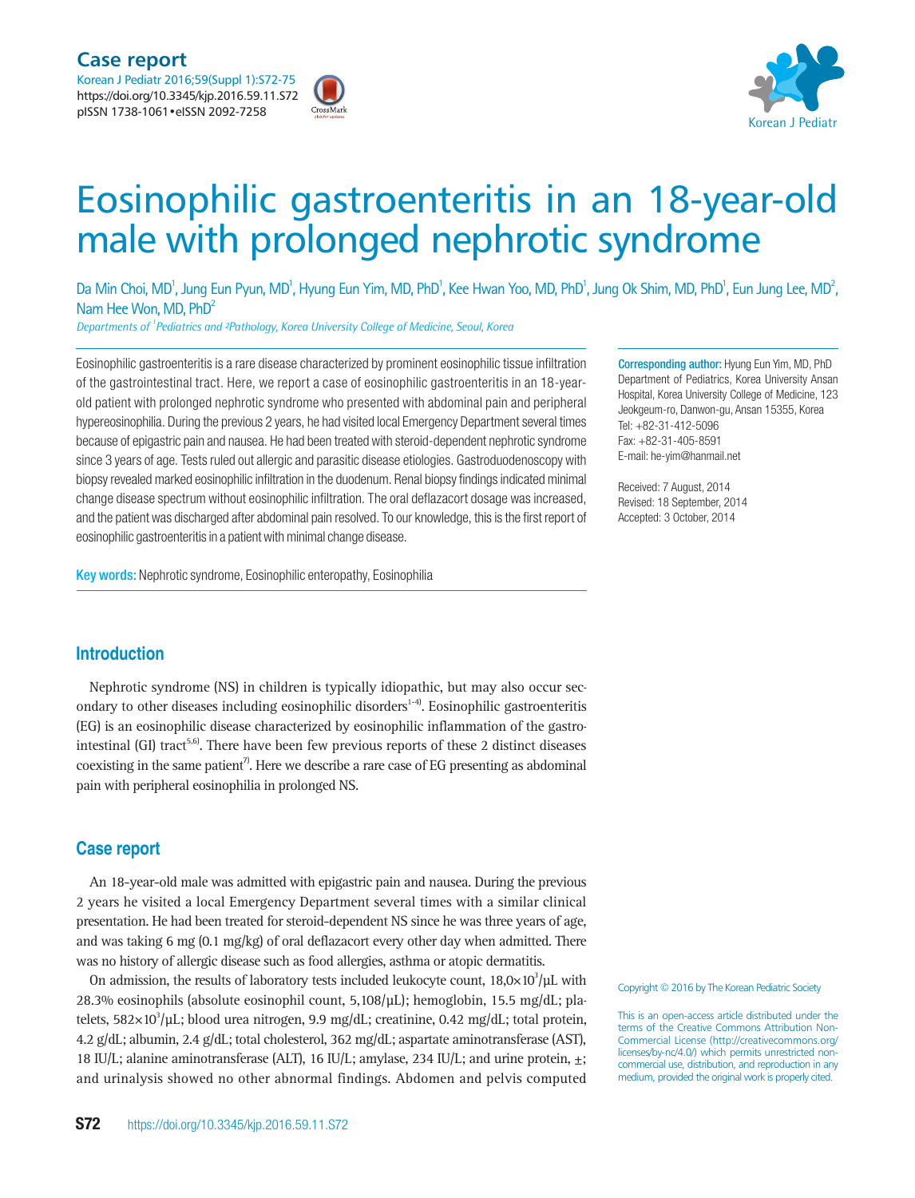Case report

# Eosinophilic gastroenteritis in an 18-year-old male with prolonged nephrotic syndrome

Da Min Choi, MD[1], Jung Eun Pyun, MD[1], Hyung Eun Yim, MD, PhD[1], Kee Hwan Yoo, MD, PhD[1], Jung Ok Shim, MD, PhD[1], Eun Jung Lee, MD[2], Nam Hee Won, MD, PhD[2]

*Departments of [1]Pediatrics and [2]Pathology, Korea University College of Medicine, Seoul, Korea*

Eosinophilic gastroenteritis is a rare disease characterized by prominent eosinophilic tissue infiltration of the gastrointestinal tract. Here, we report a case of eosinophilic gastroenteritis in an 18-year-old patient with prolonged nephrotic syndrome who presented with abdominal pain and peripheral hypereosinophilia. During the previous 2 years, he had visited local Emergency Department several times because of epigastric pain and nausea. He had been treated with steroid-dependent nephrotic syndrome since 3 years of age. Tests ruled out allergic and parasitic disease etiologies. Gastroduodenoscopy with biopsy revealed marked eosinophilic infiltration in the duodenum. Renal biopsy findings indicated minimal change disease spectrum without eosinophilic infiltration. The oral deflazacort dosage was increased, and the patient was discharged after abdominal pain resolved. To our knowledge, this is the first report of eosinophilic gastroenteritis in a patient with minimal change disease.

**Key words:** Nephrotic syndrome, Eosinophilic enteropathy, Eosinophilia

**Corresponding author:** Hyung Eun Yim, MD, PhD
Department of Pediatrics, Korea University Ansan Hospital, Korea University College of Medicine, 123 Jeokgeum-ro, Danwon-gu, Ansan 15355, Korea
Tel: +82-31-412-5096
Fax: +82-31-405-8591
E-mail: he-yim@hanmail.net

Received: 7 August, 2014
Revised: 18 September, 2014
Accepted: 3 October, 2014

## Introduction

Nephrotic syndrome (NS) in children is typically idiopathic, but may also occur secondary to other diseases including eosinophilic disorders[1-4]. Eosinophilic gastroenteritis (EG) is an eosinophilic disease characterized by eosinophilic inflammation of the gastrointestinal (GI) tract[5,6]. There have been few previous reports of these 2 distinct diseases coexisting in the same patient[7]. Here we describe a rare case of EG presenting as abdominal pain with peripheral eosinophilia in prolonged NS.

## Case report

An 18-year-old male was admitted with epigastric pain and nausea. During the previous 2 years he visited a local Emergency Department several times with a similar clinical presentation. He had been treated for steroid-dependent NS since he was three years of age, and was taking 6 mg (0.1 mg/kg) of oral deflazacort every other day when admitted. There was no history of allergic disease such as food allergies, asthma or atopic dermatitis.

On admission, the results of laboratory tests included leukocyte count, $18{,}0\times10^3$/μL with 28.3% eosinophils (absolute eosinophil count, 5,108/μL); hemoglobin, 15.5 mg/dL; platelets, $582\times10^3$/μL; blood urea nitrogen, 9.9 mg/dL; creatinine, 0.42 mg/dL; total protein, 4.2 g/dL; albumin, 2.4 g/dL; total cholesterol, 362 mg/dL; aspartate aminotransferase (AST), 18 IU/L; alanine aminotransferase (ALT), 16 IU/L; amylase, 234 IU/L; and urine protein, ±; and urinalysis showed no other abnormal findings. Abdomen and pelvis computed

Copyright © 2016 by The Korean Pediatric Society

This is an open-access article distributed under the terms of the Creative Commons Attribution Non-Commercial License (http://creativecommons.org/licenses/by-nc/4.0/) which permits unrestricted noncommercial use, distribution, and reproduction in any medium, provided the original work is properly cited.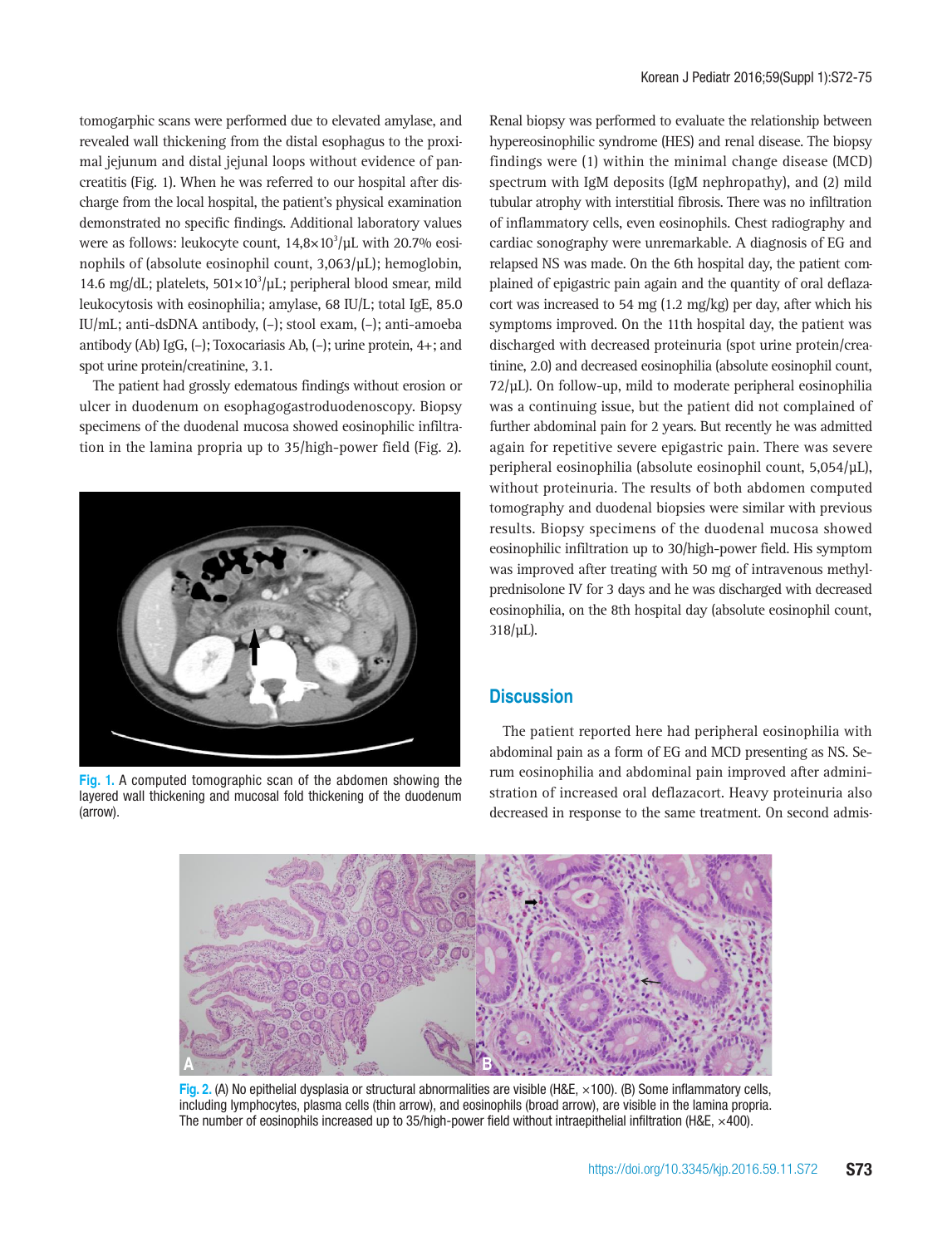tomogarphic scans were performed due to elevated amylase, and revealed wall thickening from the distal esophagus to the proximal jejunum and distal jejunal loops without evidence of pancreatitis (Fig. 1). When he was referred to our hospital after discharge from the local hospital, the patient's physical examination demonstrated no specific findings. Additional laboratory values were as follows: leukocyte count, $14,8\times10^3/\mu L$ with 20.7% eosinophils of (absolute eosinophil count, 3,063/μL); hemoglobin, 14.6 mg/dL; platelets, $501\times10^3/\mu L$; peripheral blood smear, mild leukocytosis with eosinophilia; amylase, 68 IU/L; total IgE, 85.0 IU/mL; anti-dsDNA antibody, (–); stool exam, (–); anti-amoeba antibody (Ab) IgG, (–); Toxocariasis Ab, (–); urine protein, 4+; and spot urine protein/creatinine, 3.1.

The patient had grossly edematous findings without erosion or ulcer in duodenum on esophagogastroduodenoscopy. Biopsy specimens of the duodenal mucosa showed eosinophilic infiltration in the lamina propria up to 35/high-power field (Fig. 2).

Fig. 1. A computed tomographic scan of the abdomen showing the layered wall thickening and mucosal fold thickening of the duodenum (arrow).

Renal biopsy was performed to evaluate the relationship between hypereosinophilic syndrome (HES) and renal disease. The biopsy findings were (1) within the minimal change disease (MCD) spectrum with IgM deposits (IgM nephropathy), and (2) mild tubular atrophy with interstitial fibrosis. There was no infiltration of inflammatory cells, even eosinophils. Chest radiography and cardiac sonography were unremarkable. A diagnosis of EG and relapsed NS was made. On the 6th hospital day, the patient complained of epigastric pain again and the quantity of oral deflazacort was increased to 54 mg (1.2 mg/kg) per day, after which his symptoms improved. On the 11th hospital day, the patient was discharged with decreased proteinuria (spot urine protein/creatinine, 2.0) and decreased eosinophilia (absolute eosinophil count, 72/μL). On follow-up, mild to moderate peripheral eosinophilia was a continuing issue, but the patient did not complained of further abdominal pain for 2 years. But recently he was admitted again for repetitive severe epigastric pain. There was severe peripheral eosinophilia (absolute eosinophil count, 5,054/μL), without proteinuria. The results of both abdomen computed tomography and duodenal biopsies were similar with previous results. Biopsy specimens of the duodenal mucosa showed eosinophilic infiltration up to 30/high-power field. His symptom was improved after treating with 50 mg of intravenous methylprednisolone IV for 3 days and he was discharged with decreased eosinophilia, on the 8th hospital day (absolute eosinophil count, 318/μL).

## Discussion

The patient reported here had peripheral eosinophilia with abdominal pain as a form of EG and MCD presenting as NS. Serum eosinophilia and abdominal pain improved after administration of increased oral deflazacort. Heavy proteinuria also decreased in response to the same treatment. On second admis-

Fig. 2. (A) No epithelial dysplasia or structural abnormalities are visible (H&E, ×100). (B) Some inflammatory cells, including lymphocytes, plasma cells (thin arrow), and eosinophils (broad arrow), are visible in the lamina propria. The number of eosinophils increased up to 35/high-power field without intraepithelial infiltration (H&E, ×400).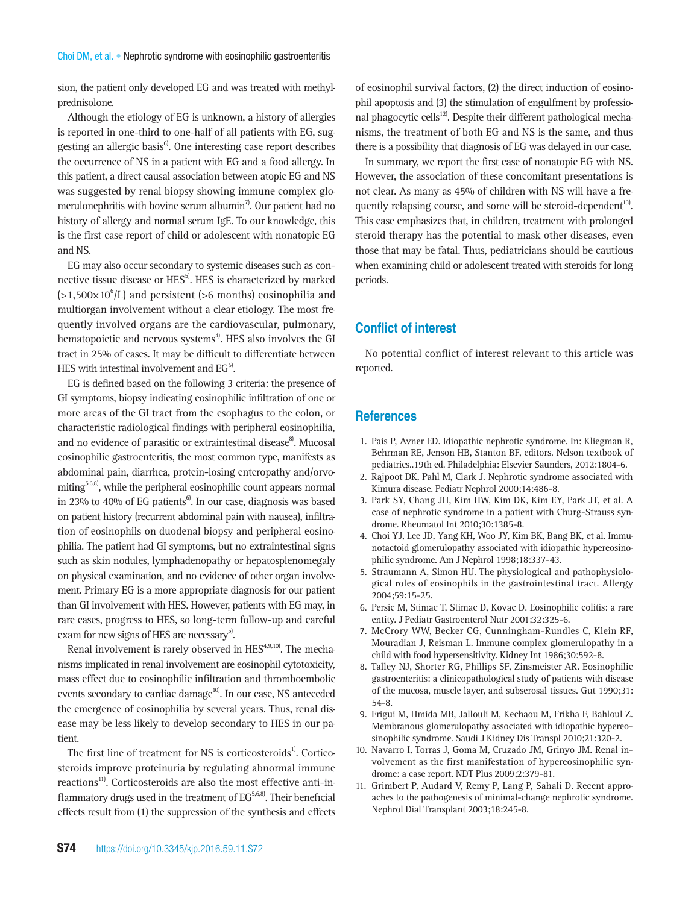sion, the patient only developed EG and was treated with methylprednisolone.

Although the etiology of EG is unknown, a history of allergies is reported in one-third to one-half of all patients with EG, suggesting an allergic basis[6]. One interesting case report describes the occurrence of NS in a patient with EG and a food allergy. In this patient, a direct causal association between atopic EG and NS was suggested by renal biopsy showing immune complex glomerulonephritis with bovine serum albumin[7]. Our patient had no history of allergy and normal serum IgE. To our knowledge, this is the first case report of child or adolescent with nonatopic EG and NS.

EG may also occur secondary to systemic diseases such as connective tissue disease or HES[5]. HES is characterized by marked ($>1,500\times10^6$/L) and persistent (>6 months) eosinophilia and multiorgan involvement without a clear etiology. The most frequently involved organs are the cardiovascular, pulmonary, hematopoietic and nervous systems[4]. HES also involves the GI tract in 25% of cases. It may be difficult to differentiate between HES with intestinal involvement and EG[5].

EG is defined based on the following 3 criteria: the presence of GI symptoms, biopsy indicating eosinophilic infiltration of one or more areas of the GI tract from the esophagus to the colon, or characteristic radiological findings with peripheral eosinophilia, and no evidence of parasitic or extraintestinal disease[8]. Mucosal eosinophilic gastroenteritis, the most common type, manifests as abdominal pain, diarrhea, protein-losing enteropathy and/orvomiting[5,6,8], while the peripheral eosinophilic count appears normal in 23% to 40% of EG patients[6]. In our case, diagnosis was based on patient history (recurrent abdominal pain with nausea), infiltration of eosinophils on duodenal biopsy and peripheral eosinophilia. The patient had GI symptoms, but no extraintestinal signs such as skin nodules, lymphadenopathy or hepatosplenomegaly on physical examination, and no evidence of other organ involvement. Primary EG is a more appropriate diagnosis for our patient than GI involvement with HES. However, patients with EG may, in rare cases, progress to HES, so long-term follow-up and careful exam for new signs of HES are necessary[5].

Renal involvement is rarely observed in HES[4,9,10]. The mechanisms implicated in renal involvement are eosinophil cytotoxicity, mass effect due to eosinophilic infiltration and thromboembolic events secondary to cardiac damage[10]. In our case, NS anteceded the emergence of eosinophilia by several years. Thus, renal disease may be less likely to develop secondary to HES in our patient.

The first line of treatment for NS is corticosteroids[1]. Corticosteroids improve proteinuria by regulating abnormal immune reactions[11]. Corticosteroids are also the most effective anti-inflammatory drugs used in the treatment of EG[5,6,8]. Their beneficial effects result from (1) the suppression of the synthesis and effects of eosinophil survival factors, (2) the direct induction of eosinophil apoptosis and (3) the stimulation of engulfment by professional phagocytic cells[12]. Despite their different pathological mechanisms, the treatment of both EG and NS is the same, and thus there is a possibility that diagnosis of EG was delayed in our case.

In summary, we report the first case of nonatopic EG with NS. However, the association of these concomitant presentations is not clear. As many as 45% of children with NS will have a frequently relapsing course, and some will be steroid-dependent[13]. This case emphasizes that, in children, treatment with prolonged steroid therapy has the potential to mask other diseases, even those that may be fatal. Thus, pediatricians should be cautious when examining child or adolescent treated with steroids for long periods.

## Conflict of interest

No potential conflict of interest relevant to this article was reported.

## References

1. Pais P, Avner ED. Idiopathic nephrotic syndrome. In: Kliegman R, Behrman RE, Jenson HB, Stanton BF, editors. Nelson textbook of pediatrics..19th ed. Philadelphia: Elsevier Saunders, 2012:1804-6.
2. Rajpoot DK, Pahl M, Clark J. Nephrotic syndrome associated with Kimura disease. Pediatr Nephrol 2000;14:486-8.
3. Park SY, Chang JH, Kim HW, Kim DK, Kim EY, Park JT, et al. A case of nephrotic syndrome in a patient with Churg-Strauss syndrome. Rheumatol Int 2010;30:1385-8.
4. Choi YJ, Lee JD, Yang KH, Woo JY, Kim BK, Bang BK, et al. Immunotactoid glomerulopathy associated with idiopathic hypereosinophilic syndrome. Am J Nephrol 1998;18:337-43.
5. Straumann A, Simon HU. The physiological and pathophysiological roles of eosinophils in the gastrointestinal tract. Allergy 2004;59:15-25.
6. Persic M, Stimac T, Stimac D, Kovac D. Eosinophilic colitis: a rare entity. J Pediatr Gastroenterol Nutr 2001;32:325-6.
7. McCrory WW, Becker CG, Cunningham-Rundles C, Klein RF, Mouradian J, Reisman L. Immune complex glomerulopathy in a child with food hypersensitivity. Kidney Int 1986;30:592-8.
8. Talley NJ, Shorter RG, Phillips SF, Zinsmeister AR. Eosinophilic gastroenteritis: a clinicopathological study of patients with disease of the mucosa, muscle layer, and subserosal tissues. Gut 1990;31:54-8.
9. Frigui M, Hmida MB, Jallouli M, Kechaou M, Frikha F, Bahloul Z. Membranous glomerulopathy associated with idiopathic hypereosinophilic syndrome. Saudi J Kidney Dis Transpl 2010;21:320-2.
10. Navarro I, Torras J, Goma M, Cruzado JM, Grinyo JM. Renal involvement as the first manifestation of hypereosinophilic syndrome: a case report. NDT Plus 2009;2:379-81.
11. Grimbert P, Audard V, Remy P, Lang P, Sahali D. Recent approaches to the pathogenesis of minimal-change nephrotic syndrome. Nephrol Dial Transplant 2003;18:245-8.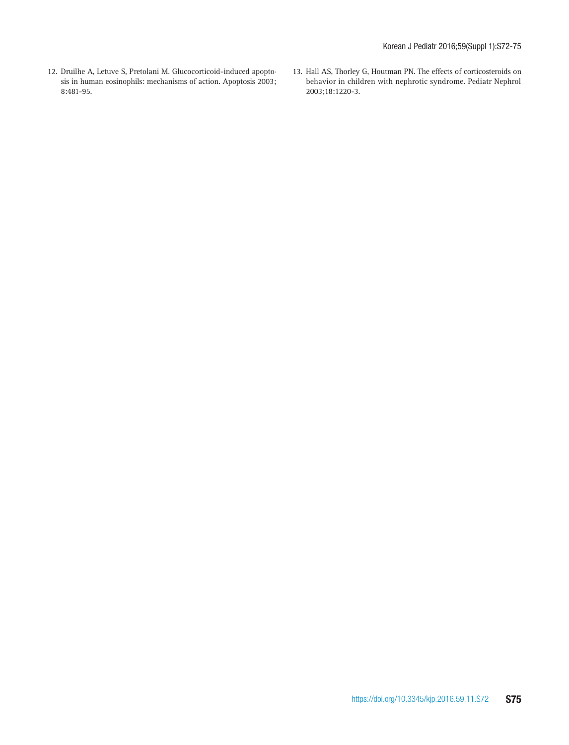12. Druilhe A, Letuve S, Pretolani M. Glucocorticoid-induced apoptosis in human eosinophils: mechanisms of action. Apoptosis 2003; 8:481-95.

13. Hall AS, Thorley G, Houtman PN. The effects of corticosteroids on behavior in children with nephrotic syndrome. Pediatr Nephrol 2003;18:1220-3.